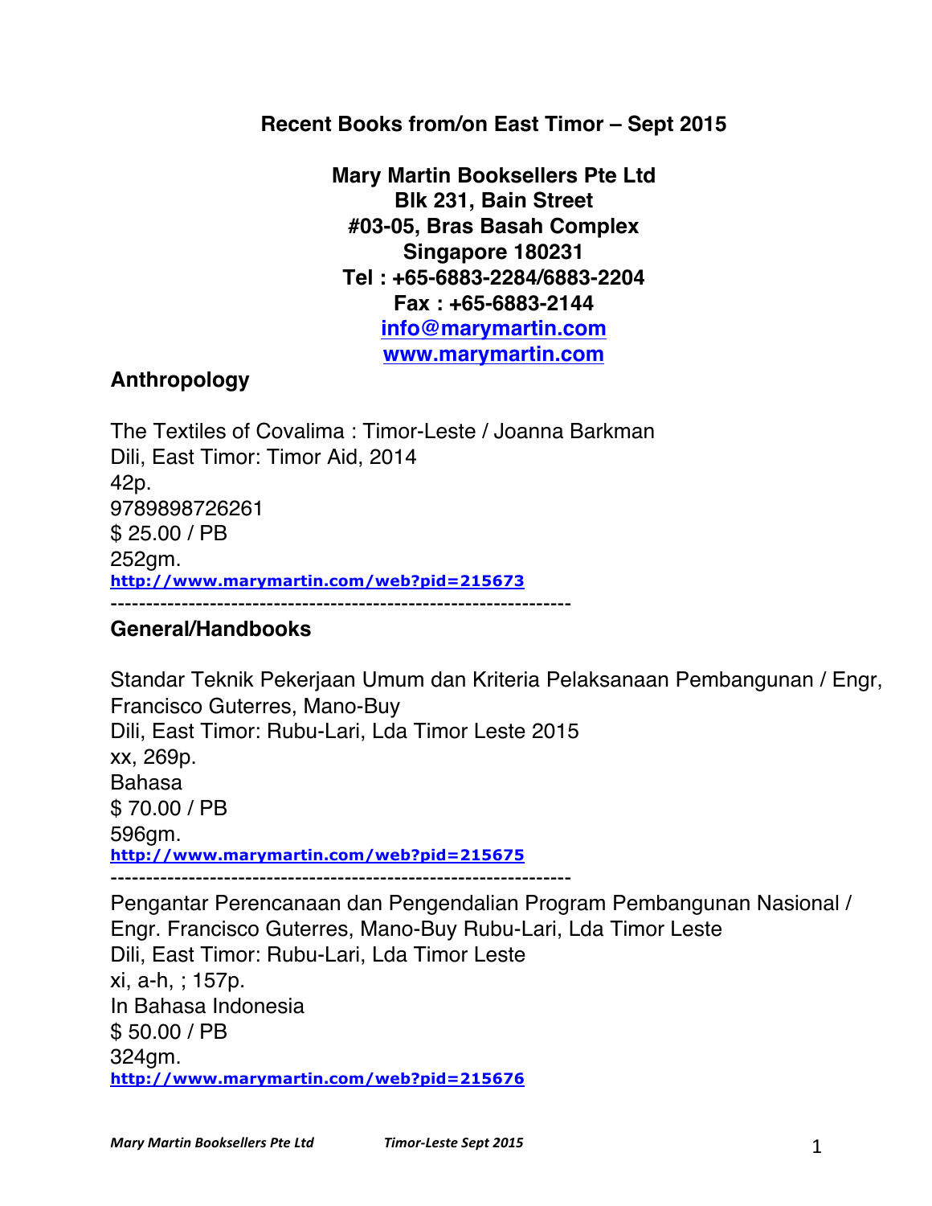# Recent Books from/on East Timor – Sept 2015

**Mary Martin Booksellers Pte Ltd**
**Blk 231, Bain Street**
**#03-05, Bras Basah Complex**
**Singapore 180231**
**Tel : +65-6883-2284/6883-2204**
**Fax : +65-6883-2144**
**info@marymartin.com**
**www.marymartin.com**

## Anthropology

The Textiles of Covalima : Timor-Leste / Joanna Barkman
Dili, East Timor: Timor Aid, 2014
42p.
9789898726261
$ 25.00 / PB
252gm.
http://www.marymartin.com/web?pid=215673

---

## General/Handbooks

Standar Teknik Pekerjaan Umum dan Kriteria Pelaksanaan Pembangunan / Engr, Francisco Guterres, Mano-Buy
Dili, East Timor: Rubu-Lari, Lda Timor Leste 2015
xx, 269p.
Bahasa
$ 70.00 / PB
596gm.
http://www.marymartin.com/web?pid=215675

---

Pengantar Perencanaan dan Pengendalian Program Pembangunan Nasional / Engr. Francisco Guterres, Mano-Buy Rubu-Lari, Lda Timor Leste
Dili, East Timor: Rubu-Lari, Lda Timor Leste
xi, a-h, ; 157p.
In Bahasa Indonesia
$ 50.00 / PB
324gm.
http://www.marymartin.com/web?pid=215676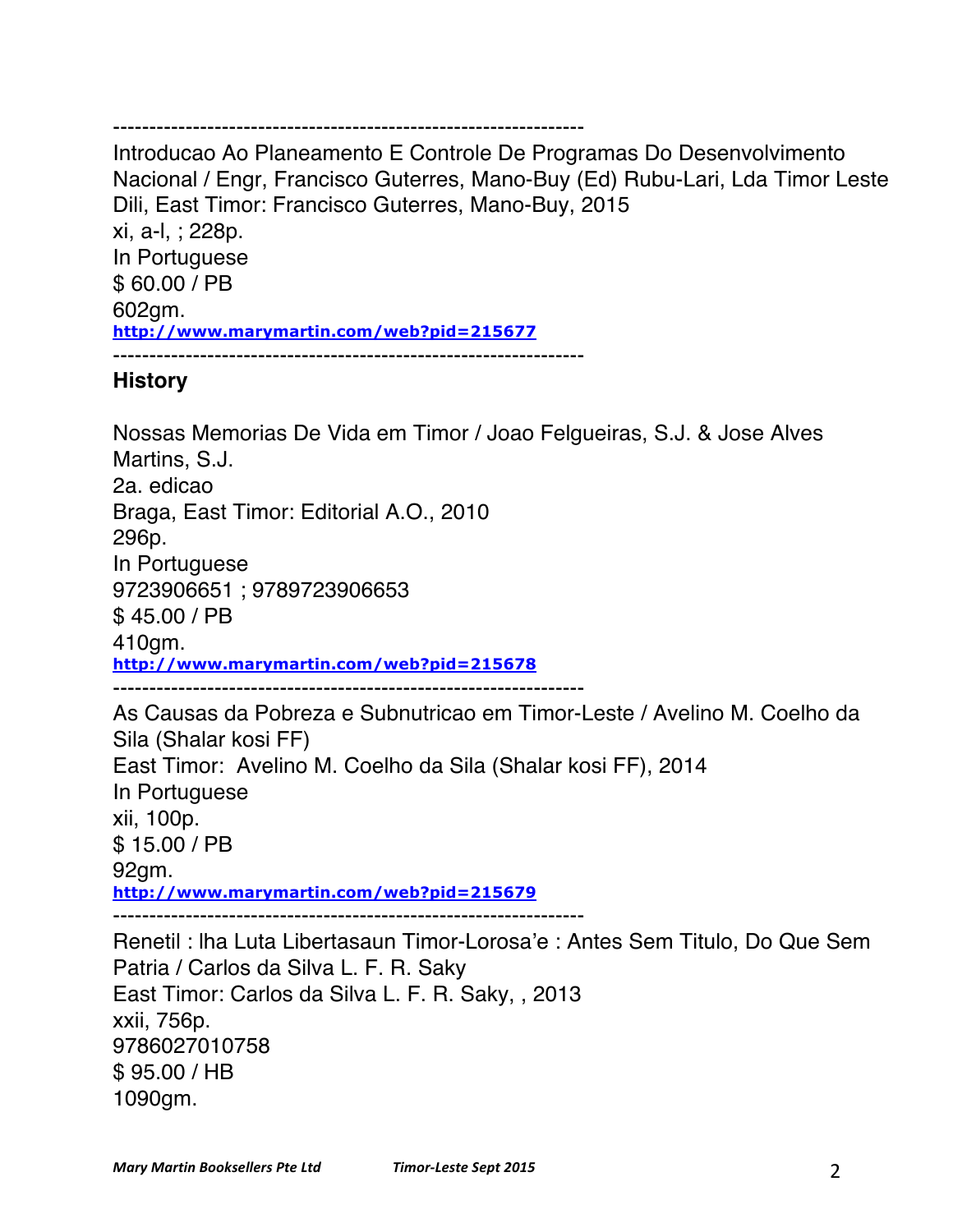---------------------------------------------------------------

Introducao Ao Planeamento E Controle De Programas Do Desenvolvimento Nacional / Engr, Francisco Guterres, Mano-Buy (Ed) Rubu-Lari, Lda Timor Leste
Dili, East Timor: Francisco Guterres, Mano-Buy, 2015
xi, a-l, ; 228p.
In Portuguese
$ 60.00 / PB
602gm.
[http://www.marymartin.com/web?pid=215677](http://www.marymartin.com/web?pid=215677)

---------------------------------------------------------------

## History

Nossas Memorias De Vida em Timor / Joao Felgueiras, S.J. & Jose Alves Martins, S.J.
2a. edicao
Braga, East Timor: Editorial A.O., 2010
296p.
In Portuguese
9723906651 ; 9789723906653
$ 45.00 / PB
410gm.
[http://www.marymartin.com/web?pid=215678](http://www.marymartin.com/web?pid=215678)

---------------------------------------------------------------

As Causas da Pobreza e Subnutricao em Timor-Leste / Avelino M. Coelho da Sila (Shalar kosi FF)
East Timor: Avelino M. Coelho da Sila (Shalar kosi FF), 2014
In Portuguese
xii, 100p.
$ 15.00 / PB
92gm.
[http://www.marymartin.com/web?pid=215679](http://www.marymartin.com/web?pid=215679)

---------------------------------------------------------------

Renetil : Iha Luta Libertasaun Timor-Lorosa'e : Antes Sem Titulo, Do Que Sem Patria / Carlos da Silva L. F. R. Saky
East Timor: Carlos da Silva L. F. R. Saky, , 2013
xxii, 756p.
9786027010758
$ 95.00 / HB
1090gm.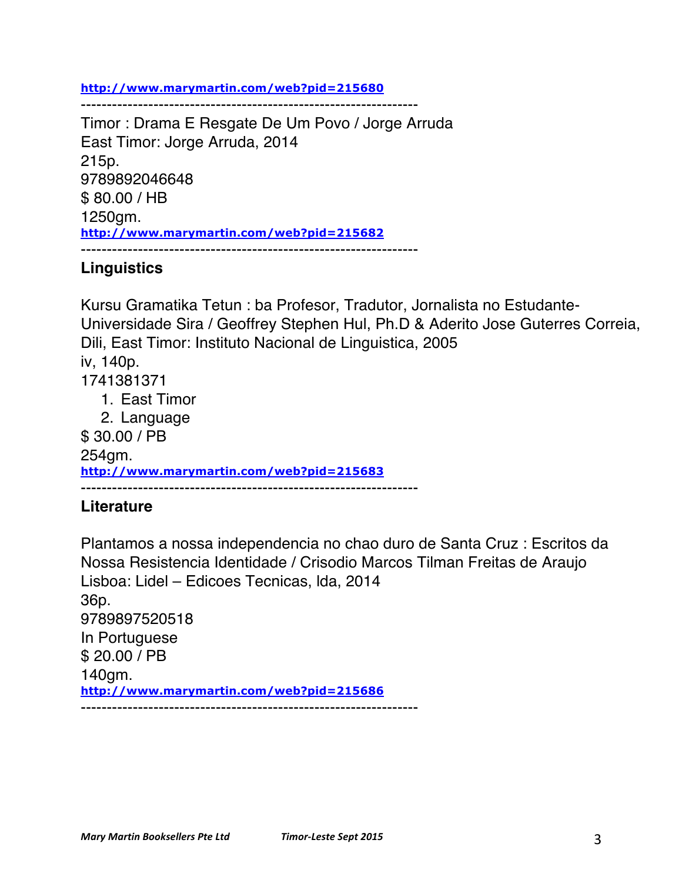http://www.marymartin.com/web?pid=215680

------------------------------------------------------------------

Timor : Drama E Resgate De Um Povo / Jorge Arruda
East Timor: Jorge Arruda, 2014
215p.
9789892046648
$ 80.00 / HB
1250gm.
http://www.marymartin.com/web?pid=215682

------------------------------------------------------------------

### Linguistics

Kursu Gramatika Tetun : ba Profesor, Tradutor, Jornalista no Estudante-Universidade Sira / Geoffrey Stephen Hul, Ph.D & Aderito Jose Guterres Correia,
Dili, East Timor: Instituto Nacional de Linguistica, 2005
iv, 140p.
1741381371

1. East Timor
2. Language

$ 30.00 / PB
254gm.
http://www.marymartin.com/web?pid=215683

------------------------------------------------------------------

### Literature

Plantamos a nossa independencia no chao duro de Santa Cruz : Escritos da Nossa Resistencia Identidade / Crisodio Marcos Tilman Freitas de Araujo
Lisboa: Lidel – Edicoes Tecnicas, lda, 2014
36p.
9789897520518
In Portuguese
$ 20.00 / PB
140gm.
http://www.marymartin.com/web?pid=215686

------------------------------------------------------------------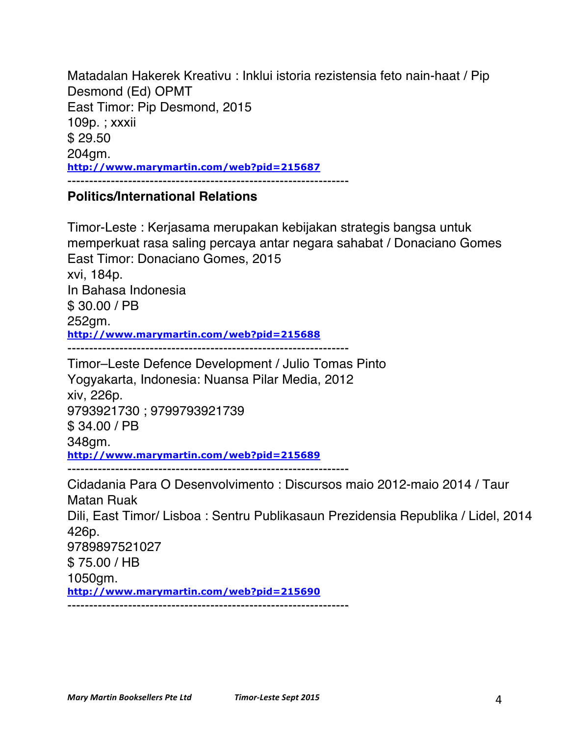Matadalan Hakerek Kreativu : Inklui istoria rezistensia feto nain-haat / Pip Desmond (Ed) OPMT
East Timor: Pip Desmond, 2015
109p. ; xxxii
$ 29.50
204gm.
http://www.marymartin.com/web?pid=215687

---

### Politics/International Relations

Timor-Leste : Kerjasama merupakan kebijakan strategis bangsa untuk memperkuat rasa saling percaya antar negara sahabat / Donaciano Gomes
East Timor: Donaciano Gomes, 2015
xvi, 184p.
In Bahasa Indonesia
$ 30.00 / PB
252gm.
http://www.marymartin.com/web?pid=215688

---

Timor–Leste Defence Development / Julio Tomas Pinto
Yogyakarta, Indonesia: Nuansa Pilar Media, 2012
xiv, 226p.
9793921730 ; 9799793921739
$ 34.00 / PB
348gm.
http://www.marymartin.com/web?pid=215689

---

Cidadania Para O Desenvolvimento : Discursos maio 2012-maio 2014 / Taur Matan Ruak
Dili, East Timor/ Lisboa : Sentru Publikasaun Prezidensia Republika / Lidel, 2014
426p.
9789897521027
$ 75.00 / HB
1050gm.
http://www.marymartin.com/web?pid=215690

---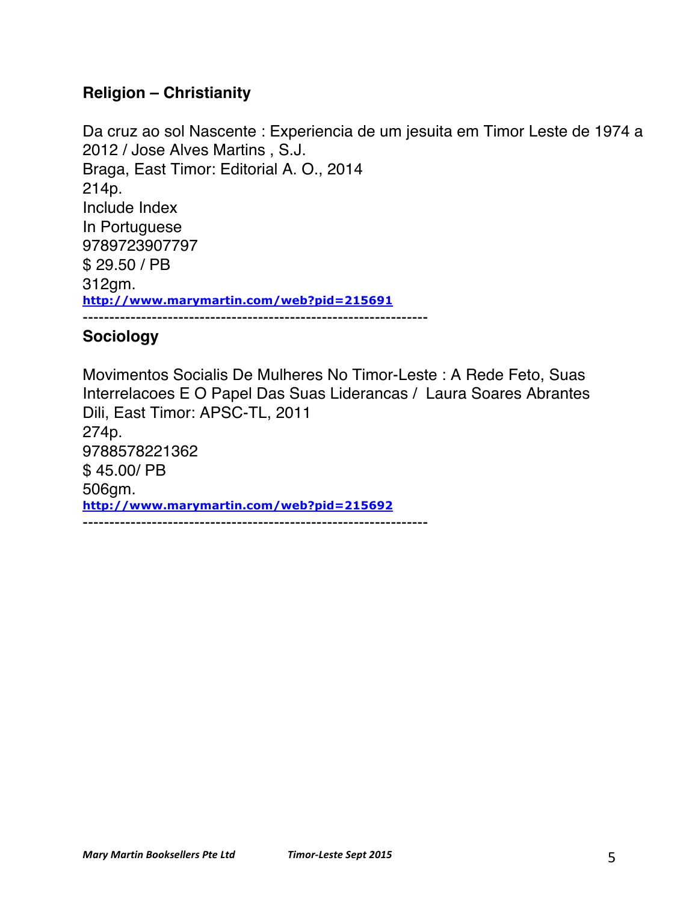## Religion – Christianity

Da cruz ao sol Nascente : Experiencia de um jesuita em Timor Leste de 1974 a 2012 / Jose Alves Martins , S.J.
Braga, East Timor: Editorial A. O., 2014
214p.
Include Index
In Portuguese
9789723907797
$ 29.50 / PB
312gm.
http://www.marymartin.com/web?pid=215691

-----------------------------------------------------------------

## Sociology

Movimentos Socialis De Mulheres No Timor-Leste : A Rede Feto, Suas Interrelacoes E O Papel Das Suas Liderancas / Laura Soares Abrantes
Dili, East Timor: APSC-TL, 2011
274p.
9788578221362
$ 45.00/ PB
506gm.
http://www.marymartin.com/web?pid=215692

-----------------------------------------------------------------